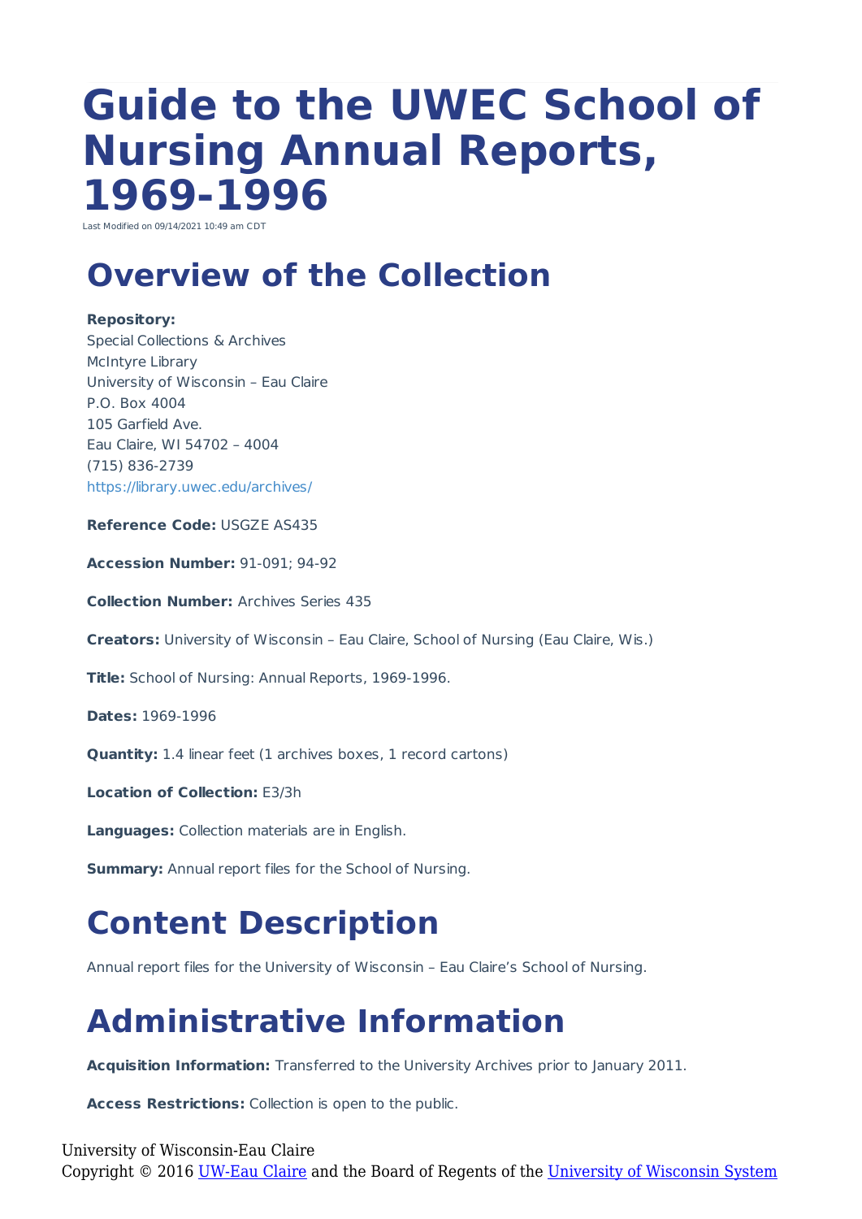# Guide to the UWEC School of Nursing Annual Reports, 1969-1996

Last Modified on 09/14/2021 10:49 am CDT

## Overview of the Collection

**Repository:**
Special Collections & Archives
McIntyre Library
University of Wisconsin – Eau Claire
P.O. Box 4004
105 Garfield Ave.
Eau Claire, WI 54702 – 4004
(715) 836-2739
https://library.uwec.edu/archives/

**Reference Code:** USGZE AS435

**Accession Number:** 91-091; 94-92

**Collection Number:** Archives Series 435

**Creators:** University of Wisconsin – Eau Claire, School of Nursing (Eau Claire, Wis.)

**Title:** School of Nursing: Annual Reports, 1969-1996.

**Dates:** 1969-1996

**Quantity:** 1.4 linear feet (1 archives boxes, 1 record cartons)

**Location of Collection:** E3/3h

**Languages:** Collection materials are in English.

**Summary:** Annual report files for the School of Nursing.

## Content Description

Annual report files for the University of Wisconsin – Eau Claire's School of Nursing.

## Administrative Information

**Acquisition Information:** Transferred to the University Archives prior to January 2011.

**Access Restrictions:** Collection is open to the public.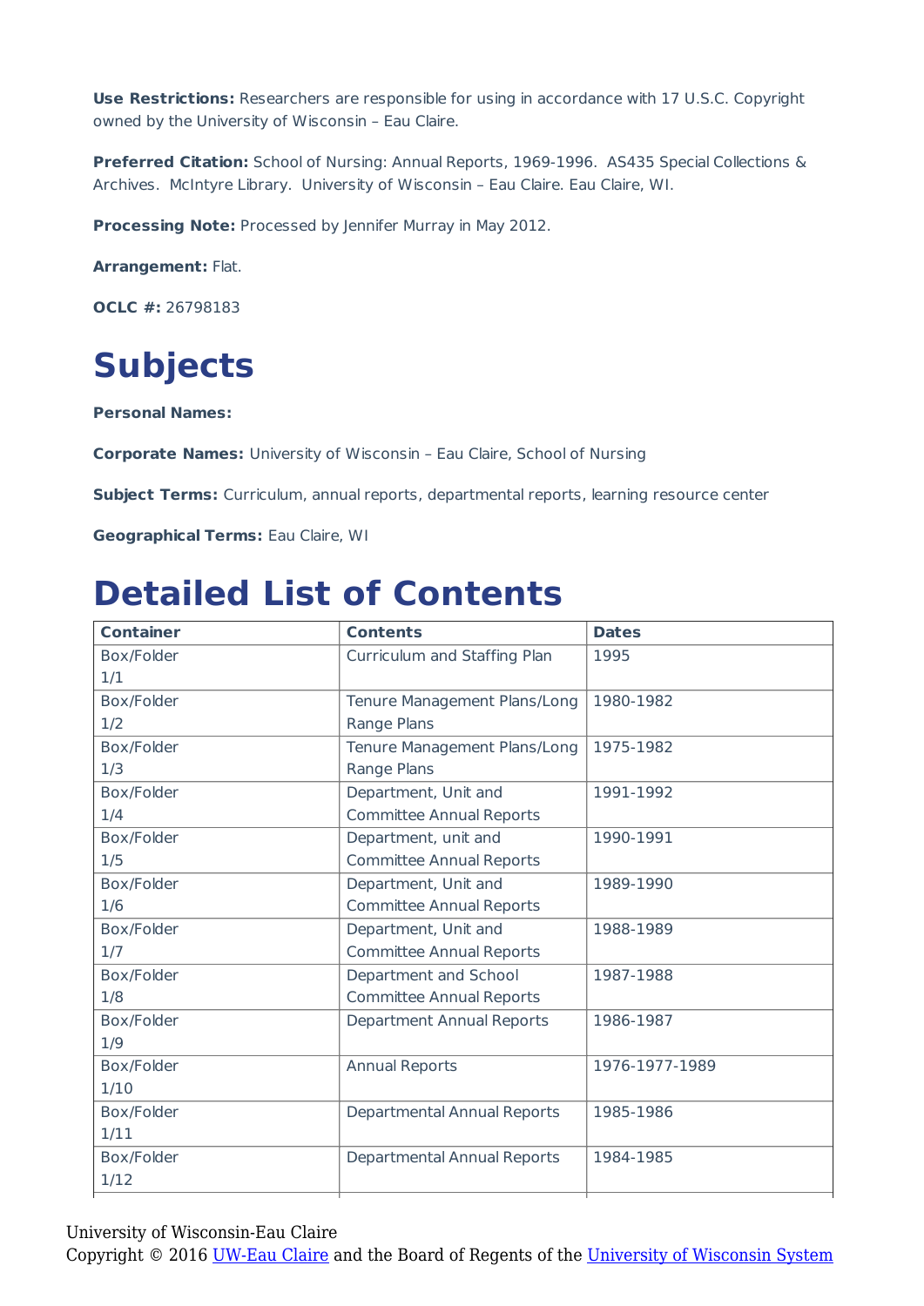**Use Restrictions:** Researchers are responsible for using in accordance with 17 U.S.C. Copyright owned by the University of Wisconsin – Eau Claire.

**Preferred Citation:** School of Nursing: Annual Reports, 1969-1996. AS435 Special Collections & Archives. McIntyre Library. University of Wisconsin – Eau Claire. Eau Claire, WI.

**Processing Note:** Processed by Jennifer Murray in May 2012.

**Arrangement:** Flat.

**OCLC #:** 26798183

# Subjects

**Personal Names:**

**Corporate Names:** University of Wisconsin – Eau Claire, School of Nursing

**Subject Terms:** Curriculum, annual reports, departmental reports, learning resource center

**Geographical Terms:** Eau Claire, WI

# Detailed List of Contents

| Container | Contents | Dates |
|---|---|---|
| Box/Folder 1/1 | Curriculum and Staffing Plan | 1995 |
| Box/Folder 1/2 | Tenure Management Plans/Long Range Plans | 1980-1982 |
| Box/Folder 1/3 | Tenure Management Plans/Long Range Plans | 1975-1982 |
| Box/Folder 1/4 | Department, Unit and Committee Annual Reports | 1991-1992 |
| Box/Folder 1/5 | Department, unit and Committee Annual Reports | 1990-1991 |
| Box/Folder 1/6 | Department, Unit and Committee Annual Reports | 1989-1990 |
| Box/Folder 1/7 | Department, Unit and Committee Annual Reports | 1988-1989 |
| Box/Folder 1/8 | Department and School Committee Annual Reports | 1987-1988 |
| Box/Folder 1/9 | Department Annual Reports | 1986-1987 |
| Box/Folder 1/10 | Annual Reports | 1976-1977-1989 |
| Box/Folder 1/11 | Departmental Annual Reports | 1985-1986 |
| Box/Folder 1/12 | Departmental Annual Reports | 1984-1985 |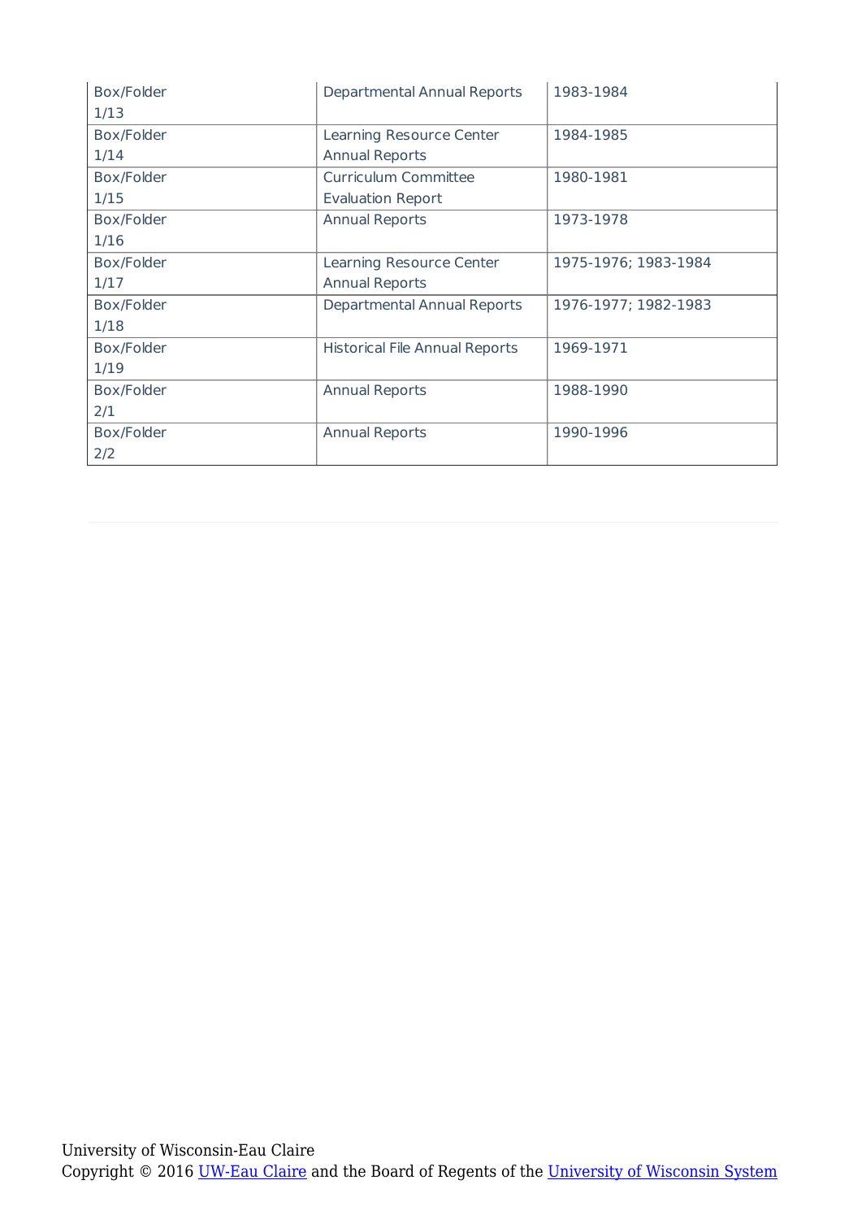| | | |
|---|---|---|
| Box/Folder 1/13 | Departmental Annual Reports | 1983-1984 |
| Box/Folder 1/14 | Learning Resource Center Annual Reports | 1984-1985 |
| Box/Folder 1/15 | Curriculum Committee Evaluation Report | 1980-1981 |
| Box/Folder 1/16 | Annual Reports | 1973-1978 |
| Box/Folder 1/17 | Learning Resource Center Annual Reports | 1975-1976; 1983-1984 |
| Box/Folder 1/18 | Departmental Annual Reports | 1976-1977; 1982-1983 |
| Box/Folder 1/19 | Historical File Annual Reports | 1969-1971 |
| Box/Folder 2/1 | Annual Reports | 1988-1990 |
| Box/Folder 2/2 | Annual Reports | 1990-1996 |

University of Wisconsin-Eau Claire
Copyright © 2016 UW-Eau Claire and the Board of Regents of the University of Wisconsin System